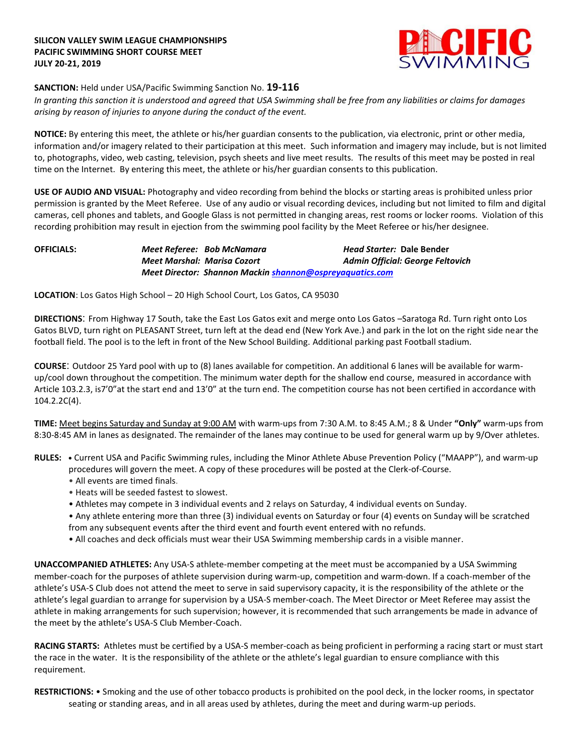**SILICON VALLEY SWIM LEAGUE CHAMPIONSHIPS**
**PACIFIC SWIMMING SHORT COURSE MEET**
**JULY 20-21, 2019**

**SANCTION:** Held under USA/Pacific Swimming Sanction No. **19-116**

*In granting this sanction it is understood and agreed that USA Swimming shall be free from any liabilities or claims for damages arising by reason of injuries to anyone during the conduct of the event.*

**NOTICE:** By entering this meet, the athlete or his/her guardian consents to the publication, via electronic, print or other media, information and/or imagery related to their participation at this meet. Such information and imagery may include, but is not limited to, photographs, video, web casting, television, psych sheets and live meet results. The results of this meet may be posted in real time on the Internet. By entering this meet, the athlete or his/her guardian consents to this publication.

**USE OF AUDIO AND VISUAL:** Photography and video recording from behind the blocks or starting areas is prohibited unless prior permission is granted by the Meet Referee. Use of any audio or visual recording devices, including but not limited to film and digital cameras, cell phones and tablets, and Google Glass is not permitted in changing areas, rest rooms or locker rooms. Violation of this recording prohibition may result in ejection from the swimming pool facility by the Meet Referee or his/her designee.

**OFFICIALS:**
*Meet Referee:* ***Bob McNamara*** — *Head Starter:* **Dale Bender**
*Meet Marshal:* ***Marisa Cozort*** — ***Admin Official: George Feltovich***
*Meet Director:* ***Shannon Mackin [shannon@ospreyaquatics.com](mailto:shannon@ospreyaquatics.com)***

**LOCATION**: Los Gatos High School – 20 High School Court, Los Gatos, CA 95030

**DIRECTIONS**: From Highway 17 South, take the East Los Gatos exit and merge onto Los Gatos –Saratoga Rd. Turn right onto Los Gatos BLVD, turn right on PLEASANT Street, turn left at the dead end (New York Ave.) and park in the lot on the right side near the football field. The pool is to the left in front of the New School Building. Additional parking past Football stadium.

**COURSE**: Outdoor 25 Yard pool with up to (8) lanes available for competition. An additional 6 lanes will be available for warm-up/cool down throughout the competition. The minimum water depth for the shallow end course, measured in accordance with Article 103.2.3, is7'0"at the start end and 13'0" at the turn end. The competition course has not been certified in accordance with 104.2.2C(4).

**TIME:** Meet begins Saturday and Sunday at 9:00 AM with warm-ups from 7:30 A.M. to 8:45 A.M.; 8 & Under **"Only"** warm-ups from 8:30-8:45 AM in lanes as designated. The remainder of the lanes may continue to be used for general warm up by 9/Over athletes.

**RULES:**
- Current USA and Pacific Swimming rules, including the Minor Athlete Abuse Prevention Policy ("MAAPP"), and warm-up procedures will govern the meet. A copy of these procedures will be posted at the Clerk-of-Course.
- All events are timed finals.
- Heats will be seeded fastest to slowest.
- Athletes may compete in 3 individual events and 2 relays on Saturday, 4 individual events on Sunday.
- Any athlete entering more than three (3) individual events on Saturday or four (4) events on Sunday will be scratched from any subsequent events after the third event and fourth event entered with no refunds.
- All coaches and deck officials must wear their USA Swimming membership cards in a visible manner.

**UNACCOMPANIED ATHLETES:** Any USA-S athlete-member competing at the meet must be accompanied by a USA Swimming member-coach for the purposes of athlete supervision during warm-up, competition and warm-down. If a coach-member of the athlete's USA-S Club does not attend the meet to serve in said supervisory capacity, it is the responsibility of the athlete or the athlete's legal guardian to arrange for supervision by a USA-S member-coach. The Meet Director or Meet Referee may assist the athlete in making arrangements for such supervision; however, it is recommended that such arrangements be made in advance of the meet by the athlete's USA-S Club Member-Coach.

**RACING STARTS:** Athletes must be certified by a USA-S member-coach as being proficient in performing a racing start or must start the race in the water. It is the responsibility of the athlete or the athlete's legal guardian to ensure compliance with this requirement.

**RESTRICTIONS:**
- Smoking and the use of other tobacco products is prohibited on the pool deck, in the locker rooms, in spectator seating or standing areas, and in all areas used by athletes, during the meet and during warm-up periods.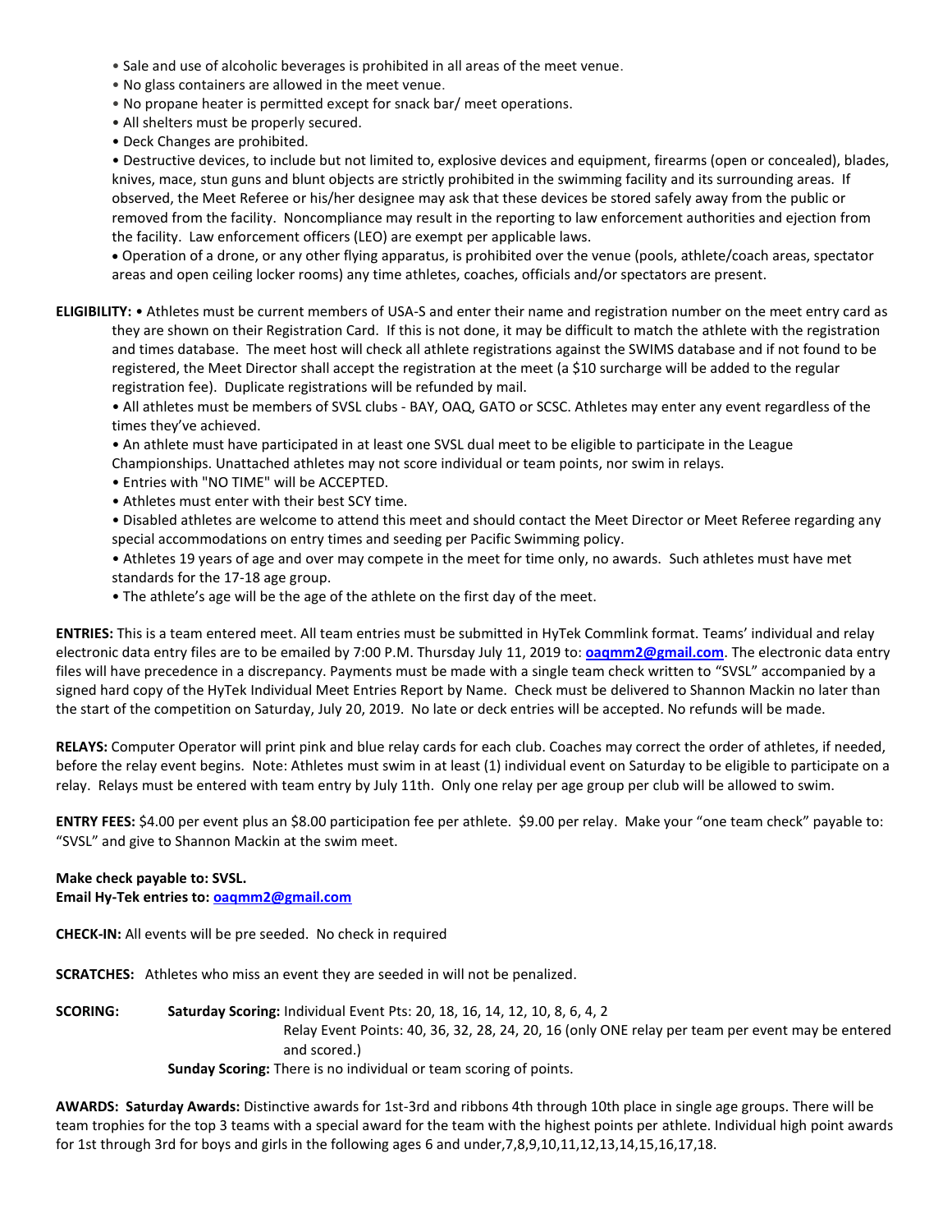- Sale and use of alcoholic beverages is prohibited in all areas of the meet venue.
- No glass containers are allowed in the meet venue.
- No propane heater is permitted except for snack bar/ meet operations.
- All shelters must be properly secured.
- Deck Changes are prohibited.
- Destructive devices, to include but not limited to, explosive devices and equipment, firearms (open or concealed), blades, knives, mace, stun guns and blunt objects are strictly prohibited in the swimming facility and its surrounding areas. If observed, the Meet Referee or his/her designee may ask that these devices be stored safely away from the public or removed from the facility. Noncompliance may result in the reporting to law enforcement authorities and ejection from the facility. Law enforcement officers (LEO) are exempt per applicable laws.
- Operation of a drone, or any other flying apparatus, is prohibited over the venue (pools, athlete/coach areas, spectator areas and open ceiling locker rooms) any time athletes, coaches, officials and/or spectators are present.

**ELIGIBILITY:** • Athletes must be current members of USA-S and enter their name and registration number on the meet entry card as they are shown on their Registration Card. If this is not done, it may be difficult to match the athlete with the registration and times database. The meet host will check all athlete registrations against the SWIMS database and if not found to be registered, the Meet Director shall accept the registration at the meet (a $10 surcharge will be added to the regular registration fee). Duplicate registrations will be refunded by mail.

- All athletes must be members of SVSL clubs - BAY, OAQ, GATO or SCSC. Athletes may enter any event regardless of the times they've achieved.
- An athlete must have participated in at least one SVSL dual meet to be eligible to participate in the League Championships. Unattached athletes may not score individual or team points, nor swim in relays.
- Entries with "NO TIME" will be ACCEPTED.
- Athletes must enter with their best SCY time.
- Disabled athletes are welcome to attend this meet and should contact the Meet Director or Meet Referee regarding any special accommodations on entry times and seeding per Pacific Swimming policy.
- Athletes 19 years of age and over may compete in the meet for time only, no awards. Such athletes must have met standards for the 17-18 age group.
- The athlete's age will be the age of the athlete on the first day of the meet.

**ENTRIES:** This is a team entered meet. All team entries must be submitted in HyTek Commlink format. Teams' individual and relay electronic data entry files are to be emailed by 7:00 P.M. Thursday July 11, 2019 to: **oaqmm2@gmail.com**. The electronic data entry files will have precedence in a discrepancy. Payments must be made with a single team check written to "SVSL" accompanied by a signed hard copy of the HyTek Individual Meet Entries Report by Name. Check must be delivered to Shannon Mackin no later than the start of the competition on Saturday, July 20, 2019. No late or deck entries will be accepted. No refunds will be made.

**RELAYS:** Computer Operator will print pink and blue relay cards for each club. Coaches may correct the order of athletes, if needed, before the relay event begins. Note: Athletes must swim in at least (1) individual event on Saturday to be eligible to participate on a relay. Relays must be entered with team entry by July 11th. Only one relay per age group per club will be allowed to swim.

**ENTRY FEES:** $4.00 per event plus an $8.00 participation fee per athlete. $9.00 per relay. Make your "one team check" payable to: "SVSL" and give to Shannon Mackin at the swim meet.

**Make check payable to: SVSL.**
**Email Hy-Tek entries to: oaqmm2@gmail.com**

**CHECK-IN:** All events will be pre seeded. No check in required

**SCRATCHES:** Athletes who miss an event they are seeded in will not be penalized.

**SCORING:** **Saturday Scoring:** Individual Event Pts: 20, 18, 16, 14, 12, 10, 8, 6, 4, 2
Relay Event Points: 40, 36, 32, 28, 24, 20, 16 (only ONE relay per team per event may be entered and scored.)
**Sunday Scoring:** There is no individual or team scoring of points.

**AWARDS: Saturday Awards:** Distinctive awards for 1st-3rd and ribbons 4th through 10th place in single age groups. There will be team trophies for the top 3 teams with a special award for the team with the highest points per athlete. Individual high point awards for 1st through 3rd for boys and girls in the following ages 6 and under,7,8,9,10,11,12,13,14,15,16,17,18.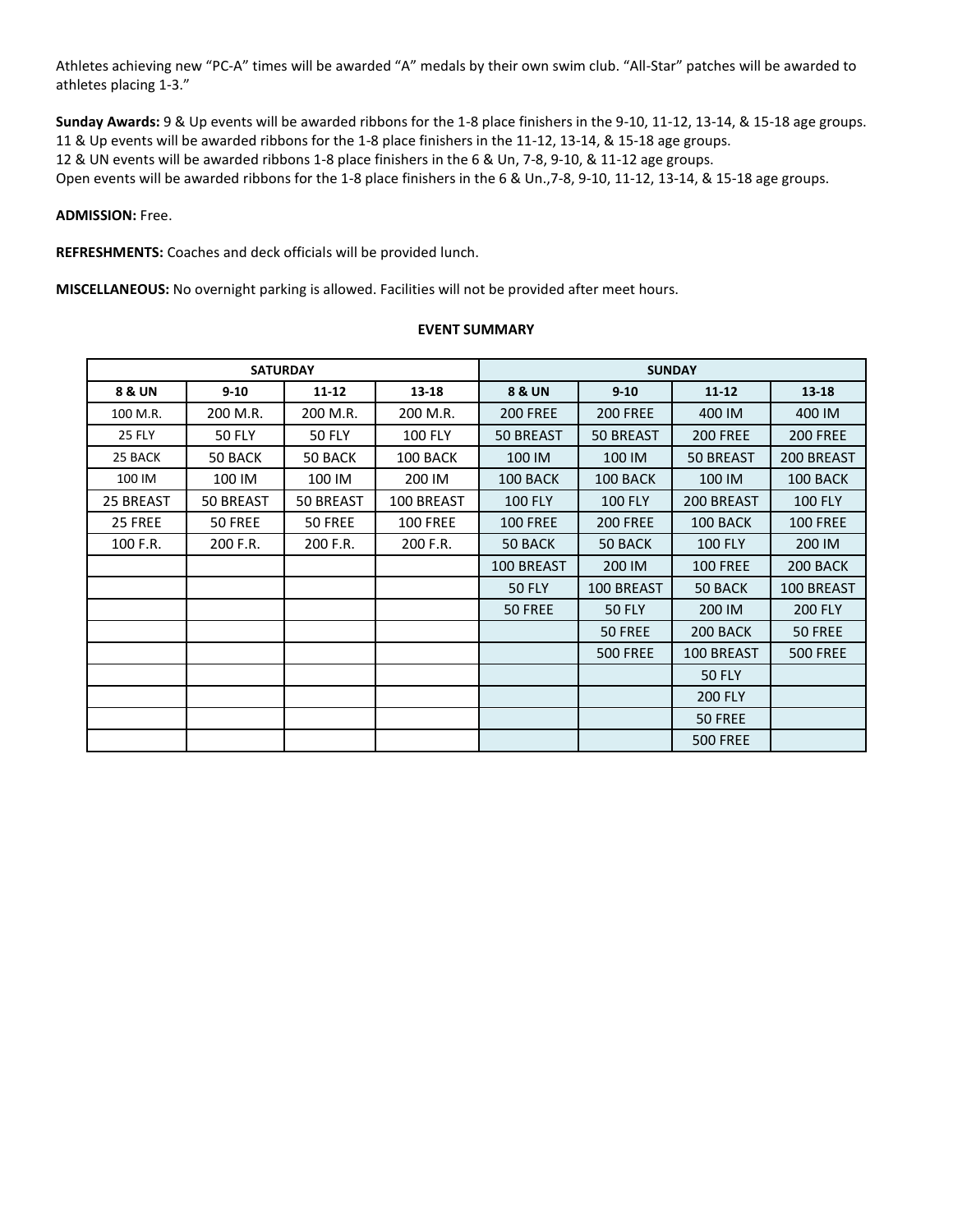Athletes achieving new “PC-A” times will be awarded “A” medals by their own swim club. “All-Star” patches will be awarded to athletes placing 1-3.”

**Sunday Awards:** 9 & Up events will be awarded ribbons for the 1-8 place finishers in the 9-10, 11-12, 13-14, & 15-18 age groups.
11 & Up events will be awarded ribbons for the 1-8 place finishers in the 11-12, 13-14, & 15-18 age groups.
12 & UN events will be awarded ribbons 1-8 place finishers in the 6 & Un, 7-8, 9-10, & 11-12 age groups.
Open events will be awarded ribbons for the 1-8 place finishers in the 6 & Un.,7-8, 9-10, 11-12, 13-14, & 15-18 age groups.

**ADMISSION:** Free.

**REFRESHMENTS:** Coaches and deck officials will be provided lunch.

**MISCELLANEOUS:** No overnight parking is allowed. Facilities will not be provided after meet hours.

**EVENT SUMMARY**

| SATURDAY | | | | SUNDAY | | | |
|---|---|---|---|---|---|---|---|
| **8 & UN** | **9-10** | **11-12** | **13-18** | **8 & UN** | **9-10** | **11-12** | **13-18** |
| 100 M.R. | 200 M.R. | 200 M.R. | 200 M.R. | 200 FREE | 200 FREE | 400 IM | 400 IM |
| 25 FLY | 50 FLY | 50 FLY | 100 FLY | 50 BREAST | 50 BREAST | 200 FREE | 200 FREE |
| 25 BACK | 50 BACK | 50 BACK | 100 BACK | 100 IM | 100 IM | 50 BREAST | 200 BREAST |
| 100 IM | 100 IM | 100 IM | 200 IM | 100 BACK | 100 BACK | 100 IM | 100 BACK |
| 25 BREAST | 50 BREAST | 50 BREAST | 100 BREAST | 100 FLY | 100 FLY | 200 BREAST | 100 FLY |
| 25 FREE | 50 FREE | 50 FREE | 100 FREE | 100 FREE | 200 FREE | 100 BACK | 100 FREE |
| 100 F.R. | 200 F.R. | 200 F.R. | 200 F.R. | 50 BACK | 50 BACK | 100 FLY | 200 IM |
| | | | | 100 BREAST | 200 IM | 100 FREE | 200 BACK |
| | | | | 50 FLY | 100 BREAST | 50 BACK | 100 BREAST |
| | | | | 50 FREE | 50 FLY | 200 IM | 200 FLY |
| | | | | | 50 FREE | 200 BACK | 50 FREE |
| | | | | | 500 FREE | 100 BREAST | 500 FREE |
| | | | | | | 50 FLY | |
| | | | | | | 200 FLY | |
| | | | | | | 50 FREE | |
| | | | | | | 500 FREE | |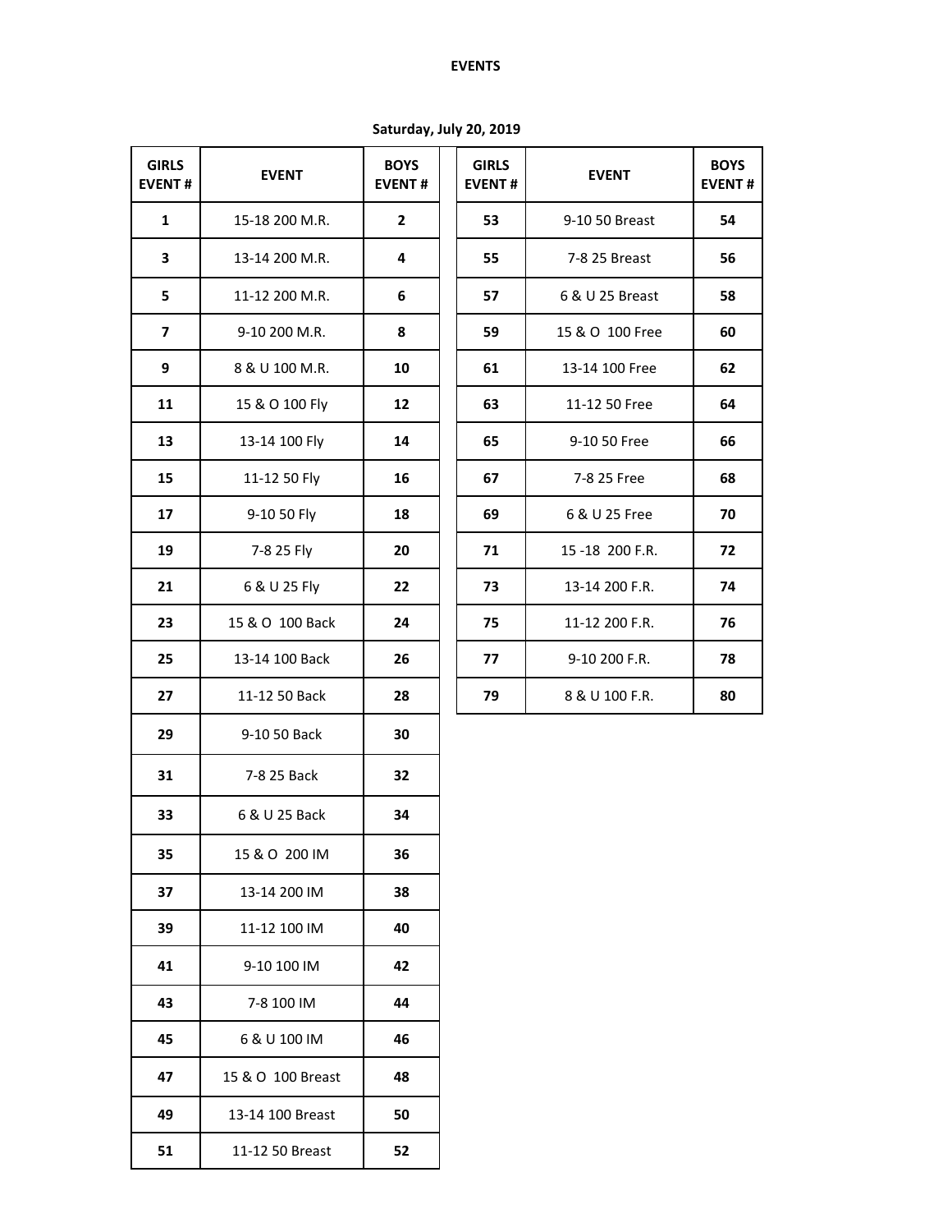# EVENTS

## Saturday, July 20, 2019

| GIRLS EVENT # | EVENT | BOYS EVENT # |
|---|---|---|
| 1 | 15-18 200 M.R. | 2 |
| 3 | 13-14 200 M.R. | 4 |
| 5 | 11-12 200 M.R. | 6 |
| 7 | 9-10 200 M.R. | 8 |
| 9 | 8 & U 100 M.R. | 10 |
| 11 | 15 & O 100 Fly | 12 |
| 13 | 13-14 100 Fly | 14 |
| 15 | 11-12 50 Fly | 16 |
| 17 | 9-10 50 Fly | 18 |
| 19 | 7-8 25 Fly | 20 |
| 21 | 6 & U 25 Fly | 22 |
| 23 | 15 & O 100 Back | 24 |
| 25 | 13-14 100 Back | 26 |
| 27 | 11-12 50 Back | 28 |
| 29 | 9-10 50 Back | 30 |
| 31 | 7-8 25 Back | 32 |
| 33 | 6 & U 25 Back | 34 |
| 35 | 15 & O 200 IM | 36 |
| 37 | 13-14 200 IM | 38 |
| 39 | 11-12 100 IM | 40 |
| 41 | 9-10 100 IM | 42 |
| 43 | 7-8 100 IM | 44 |
| 45 | 6 & U 100 IM | 46 |
| 47 | 15 & O 100 Breast | 48 |
| 49 | 13-14 100 Breast | 50 |
| 51 | 11-12 50 Breast | 52 |
| 53 | 9-10 50 Breast | 54 |
| 55 | 7-8 25 Breast | 56 |
| 57 | 6 & U 25 Breast | 58 |
| 59 | 15 & O 100 Free | 60 |
| 61 | 13-14 100 Free | 62 |
| 63 | 11-12 50 Free | 64 |
| 65 | 9-10 50 Free | 66 |
| 67 | 7-8 25 Free | 68 |
| 69 | 6 & U 25 Free | 70 |
| 71 | 15 -18 200 F.R. | 72 |
| 73 | 13-14 200 F.R. | 74 |
| 75 | 11-12 200 F.R. | 76 |
| 77 | 9-10 200 F.R. | 78 |
| 79 | 8 & U 100 F.R. | 80 |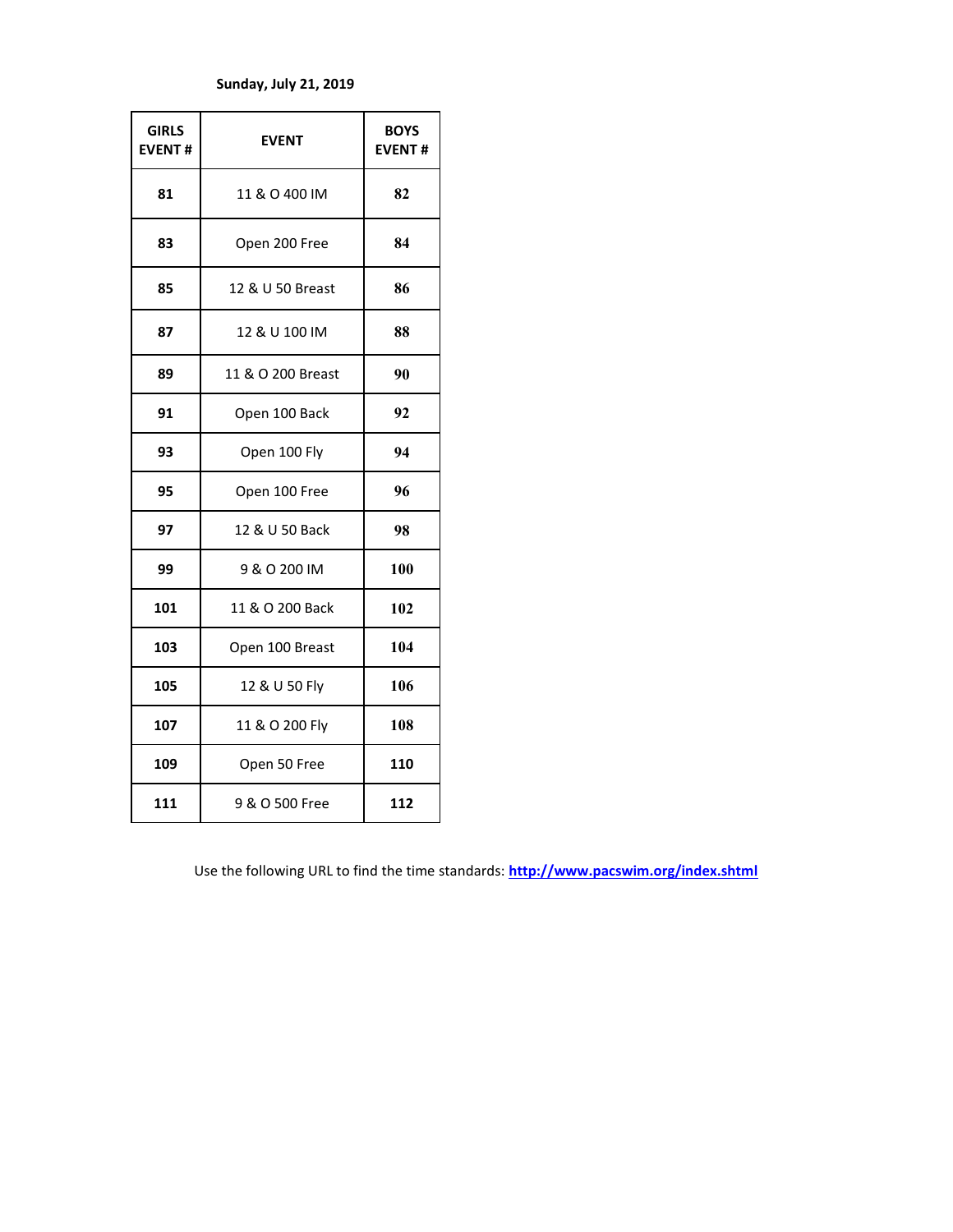**Sunday, July 21, 2019**

| GIRLS EVENT # | EVENT | BOYS EVENT # |
|---|---|---|
| 81 | 11 & O 400 IM | 82 |
| 83 | Open 200 Free | 84 |
| 85 | 12 & U 50 Breast | 86 |
| 87 | 12 & U 100 IM | 88 |
| 89 | 11 & O 200 Breast | 90 |
| 91 | Open 100 Back | 92 |
| 93 | Open 100 Fly | 94 |
| 95 | Open 100 Free | 96 |
| 97 | 12 & U 50 Back | 98 |
| 99 | 9 & O 200 IM | 100 |
| 101 | 11 & O 200 Back | 102 |
| 103 | Open 100 Breast | 104 |
| 105 | 12 & U 50 Fly | 106 |
| 107 | 11 & O 200 Fly | 108 |
| 109 | Open 50 Free | 110 |
| 111 | 9 & O 500 Free | 112 |

Use the following URL to find the time standards: **http://www.pacswim.org/index.shtml**